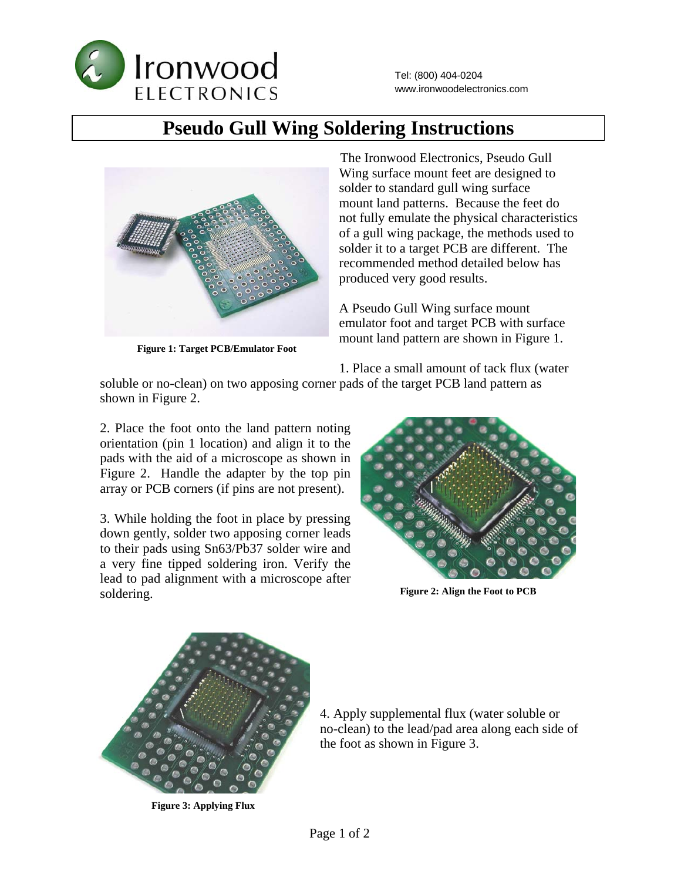# Pseudo Gull Wing Soldering Instructions

The Ironwood Electronics, Pseudo Gull Wing surface mount feet are designed to solder to standard gull wing surface mount land patterns. Because the feet do not fully emulate the physical characteristics of a gull wing package, the methods used to solder it to a target PCB are different. The recommended method detailed below has produced very good results.

**Figure 1: Target PCB/Emulator Foot**

A Pseudo Gull Wing surface mount emulator foot and target PCB with surface mount land pattern are shown in Figure 1.

1. Place a small amount of tack flux (water soluble or no-clean) on two apposing corner pads of the target PCB land pattern as shown in Figure 2.

2. Place the foot onto the land pattern noting orientation (pin 1 location) and align it to the pads with the aid of a microscope as shown in Figure 2. Handle the adapter by the top pin array or PCB corners (if pins are not present).

3. While holding the foot in place by pressing down gently, solder two apposing corner leads to their pads using Sn63/Pb37 solder wire and a very fine tipped soldering iron. Verify the lead to pad alignment with a microscope after soldering.

**Figure 2: Align the Foot to PCB**

4. Apply supplemental flux (water soluble or no-clean) to the lead/pad area along each side of the foot as shown in Figure 3.

**Figure 3: Applying Flux**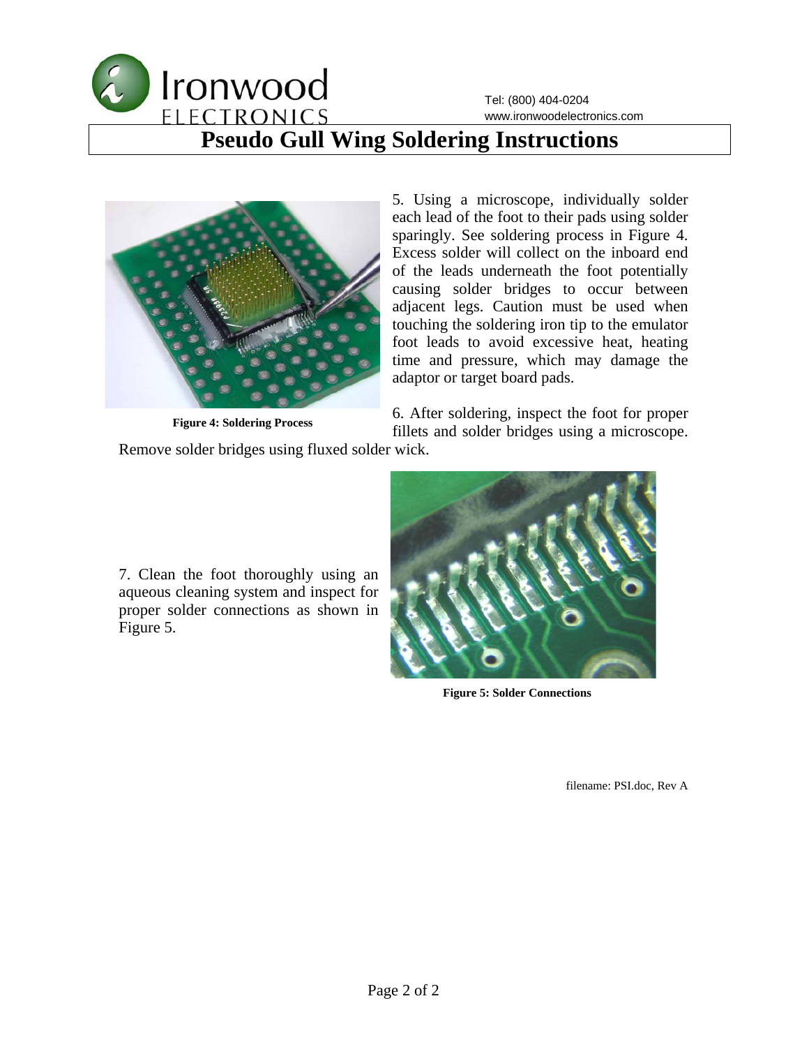# Pseudo Gull Wing Soldering Instructions

5. Using a microscope, individually solder each lead of the foot to their pads using solder sparingly. See soldering process in Figure 4. Excess solder will collect on the inboard end of the leads underneath the foot potentially causing solder bridges to occur between adjacent legs. Caution must be used when touching the soldering iron tip to the emulator foot leads to avoid excessive heat, heating time and pressure, which may damage the adaptor or target board pads.

**Figure 4: Soldering Process**

6. After soldering, inspect the foot for proper fillets and solder bridges using a microscope. Remove solder bridges using fluxed solder wick.

7. Clean the foot thoroughly using an aqueous cleaning system and inspect for proper solder connections as shown in Figure 5.

**Figure 5: Solder Connections**

filename: PSI.doc, Rev A